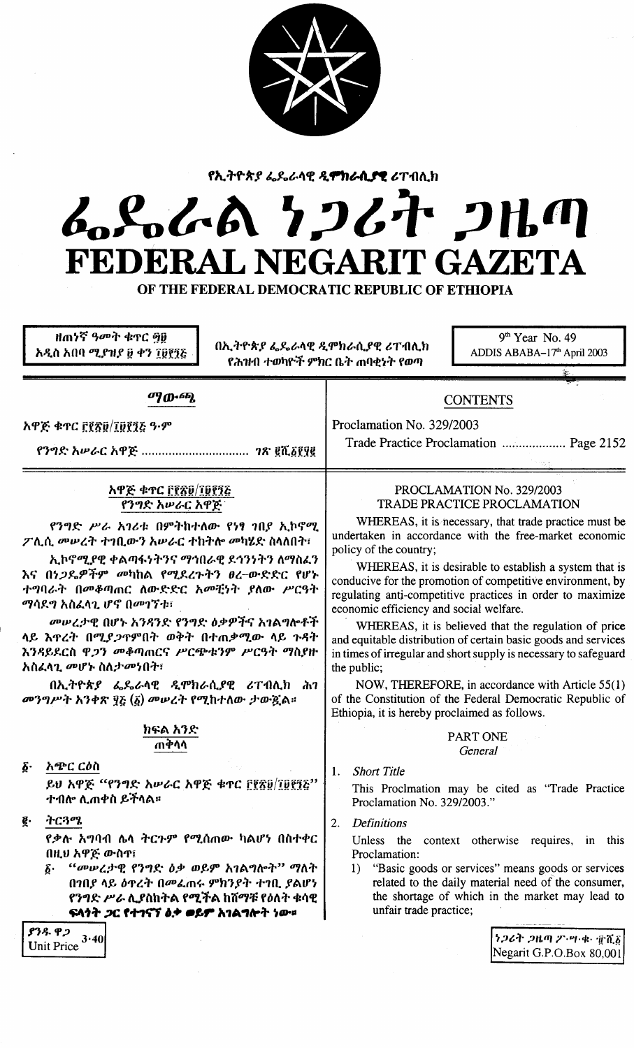የኢትዮጵያ ፌዴራላዊ ዲሞክራሲያዊ ሪፐብሊክ

# ፌዴራል ነጋሪት ጋዜጣ

# FEDERAL NEGARIT GAZETA

OF THE FEDERAL DEMOCRATIC REPUBLIC OF ETHIOPIA

ዘጠነኛ ዓመት ቁጥር ፵፱
አዲስ አበባ ሚያዝያ ፱ ቀን ፲፱፻፺፭

በኢትዮጵያ ፌዴራላዊ ዲሞክራሲያዊ ሪፐብሊክ
የሕዝብ ተወካዮች ምክር ቤት ጠባቂነት የወጣ

9th Year No. 49
ADDIS ABABA–17th April 2003

## ማውጫ

አዋጅ ቁጥር ፫፻፳፱/፲፱፻፺፭ ዓ.ም

የንግድ አሠራር አዋጅ ................................ ገጽ ፪ሺ፩፻፶፪

## CONTENTS

Proclamation No. 329/2003

Trade Practice Proclamation ................... Page 2152

## አዋጅ ቁጥር ፫፻፳፱/፲፱፻፺፭
## የንግድ አሠራር አዋጅ

የንግድ ሥራ አገሪቱ በምትከተለው የነፃ ገበያ ኢኮኖሚ ፖሊሲ መሠረት ተገቢውን አሠራር ተከትሎ መካሄድ ስላለበት፣

ኢኮኖሚያዊ ቀልጣፋነትንና ማኅበራዊ ደኅንነትን ለማስፈን እና በነጋዴዎችም መካከል የሚደረጉትን ፀረ-ውድድር የሆኑ ተግባራት በመቆጣጠር ለውድድር አመቺነት ያለው ሥርዓት ማሳደግ አስፈላጊ ሆኖ በመገኘቱ፣

መሠረታዊ በሆኑ አንዳንድ የንግድ ዕቃዎችና አገልግሎቶች ላይ እጥረት በሚያጋጥምበት ወቅት በተጠቃሚው ላይ ጉዳት እንዳይደርስ ዋጋን መቆጣጠርና ሥርጭቱንም ሥርዓት ማስያዝ አስፈላጊ መሆኑ ስለታመነበት፣

በኢትዮጵያ ፌዴራላዊ ዲሞክራሲያዊ ሪፐብሊክ ሕገ መንግሥት አንቀጽ ፶፭ (፩) መሠረት የሚከተለው ታውጇል።

## PROCLAMATION No. 329/2003
## TRADE PRACTICE PROCLAMATION

WHEREAS, it is necessary, that trade practice must be undertaken in accordance with the free-market economic policy of the country;

WHEREAS, it is desirable to establish a system that is conducive for the promotion of competitive environment, by regulating anti-competitive practices in order to maximize economic efficiency and social welfare.

WHEREAS, it is believed that the regulation of price and equitable distribution of certain basic goods and services in times of irregular and short supply is necessary to safeguard the public;

NOW, THEREFORE, in accordance with Article 55(1) of the Constitution of the Federal Democratic Republic of Ethiopia, it is hereby proclaimed as follows.

### ክፍል አንድ
### ጠቅላላ

**፩. አጭር ርዕስ**

ይህ አዋጅ "የንግድ አሠራር አዋጅ ቁጥር ፫፻፳፱/፲፱፻፺፭" ተብሎ ሊጠቀስ ይችላል።

**፪. ትርጓሜ**

የቃሉ አግባብ ሌላ ትርጉም የሚሰጠው ካልሆነ በስተቀር በዚህ አዋጅ ውስጥ፣

፩. "መሠረታዊ የንግድ ዕቃ ወይም አገልግሎት" ማለት በገበያ ላይ ዕጥረት በመፈጠሩ ምክንያት ተገቢ ያልሆነ የንግድ ሥራ ሊያስከትል የሚችል ከሸማቹ የዕለት ቁሳዊ ፍላጎት ጋር የተገናኘ ዕቃ ወይም አገልግሎት ነው።

### PART ONE
### *General*

1. *Short Title*

   This Proclmation may be cited as "Trade Practice Proclamation No. 329/2003."

2. *Definitions*

   Unless the context otherwise requires, in this Proclamation:

   1) "Basic goods or services" means goods or services related to the daily material need of the consumer, the shortage of which in the market may lead to unfair trade practice;

ያንዱ ዋጋ 3·40
Unit Price

ነጋሪት ጋዜጣ ፖ.ሣ.ቁ. ፹ሺ፩
Negarit G.P.O.Box 80,001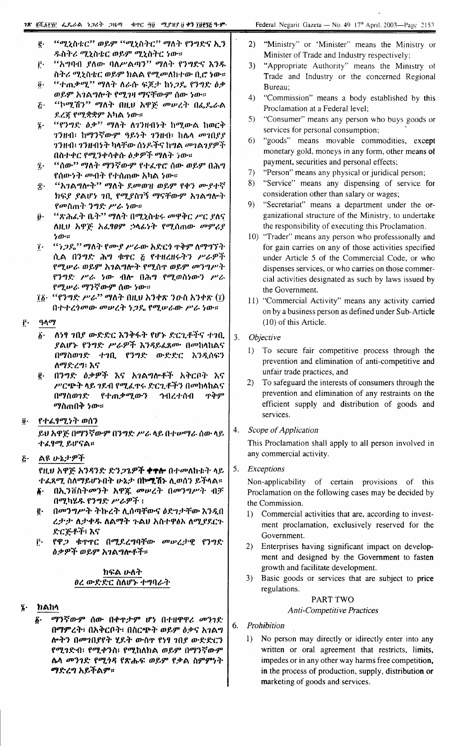፪· "ሚኒስቴር" ወይም "ሚኒስትር" ማለት የንግድና ኢንዱስትሪ ሚኒስቴር ወይም ሚኒስትር ነው።

፫· "አግባብ ያለው ባለሥልጣን" ማለት የንግድና እንዱስትሪ ሚኒስቴር ወይም ክልል የሚመለከተው ቢሮ ነው።

፬· "ተጠቃሚ" ማለት ለራሱ ፍጆታ ከነጋዴ የንግድ ዕቃ ወይም አገልግሎት የሚገዛ ማናቸውም ሰው ነው።

፭· "ኮሚሽን" ማለት በዚህ አዋጅ መሠረት በፌዴራል ደረጃ የሚቋቋም አካል ነው።

፮· "የንግድ ዕቃ" ማለት ለገንዘብነት ከሚውል ከወርቅ ገንዘብ፣ ከማንኛውም ዓይነት ገንዘብ፣ ከሌላ መገበያያ ገንዘብ፣ ገንዘብነት ካላቸው ሰነዶችና ከግል መገልገያዎች በስተቀር የሚንቀሳቀሱ ዕቃዎች ማለት ነው።

፯· "ሰው" ማለት ማንኛውም የተፈጥሮ ሰው ወይም በሕግ የሰውነት መብት የተሰጠው አካል ነው።

፰· "አገልግሎት" ማለት ደመወዝ ወይም የቀን ሙያተኛ ክፍያ ያልሆነ ገቢ የሚያስገኝ ማናቸውም አገልግሎት የመስጠት ንግድ ሥራ ነው።

፱· "ጽሕፈት ቤት" ማለት በሚኒስቴሩ መዋቅር ሥር ያለና ለዚህ አዋጅ አፈፃፀም ኃላፊነት የሚሰጠው መምሪያ ነው።

፲· "ነጋዴ" ማለት የሙያ ሥራው አድርጎ ትቅም ለማግኘት ሲል በንግድ ሕግ ቁጥር ፭ የተዘረዘሩትን ሥራዎች የሚሠራ ወይም አገልግሎት የሚሰጥ ወይም መንግሥት የንግድ ሥራ ነው ብሎ በሕግ የሚወስነውን ሥራ የሚሠራ ማንኛውም ሰው ነው።

፲፩· "የንግድ ሥራ" ማለት በዚህ አንቀጽ ንዑስ አንቀጽ (፲) በተተረጎመው መሠረት ነጋዴ የሚሠራው ሥራ ነው።

፫· ዓላማ

፩· ለነፃ ገበያ ውድድር እንቅፋት የሆኑ ድርጊቶችና ተገቢ ያልሆኑ የንግድ ሥራዎች እንዳይፈጸሙ በመከላከልና በማስወገድ ተገቢ የንግድ ውድድር እንዲሰፍን ለማድረግ፣ እና

፪· በንግድ ዕቃዎች እና አገልግሎቶች አቅርቦት እና ሥርጭት ላይ ገደብ የሚፈጥሩ ድርጊቶችን በመከላከልና በማስወገድ የተጠቃሚውን ኅብረተሰብ ጥቅም ማስጠበቅ ነው።

፬· የተፈጻሚነት ወሰን

ይህ አዋጅ በማንኛውም በንግድ ሥራ ላይ በተሠማራ ሰው ላይ ተፈጻሚ ይሆናል።

፭· ልዩ ሁኔታዎች

የዚህ አዋጅ አንዳንድ ድንጋጌዎች ቀጥሎ በተመለከቱት ላይ ተፈጻሚ ስለማይሆኑበት ሁኔታ በኮሚሽን ሊወሰን ይችላል።

፩· በኢንቨስትመንት አዋጁ መሠረት በመንግሥት ብቻ በሚካሄዱ የንግድ ሥራዎች፣

፪· በመንግሥት ትኩረት ሊሰጣቸውና ዕድገታቸው እንዲፋጠንታ ለታቀዱ ለልማት ጉልህ አስተዋፅኦ ለሚያደርጉ ድርጅቶች፣ እና

፫· የዋጋ ቁጥጥር በሚደረግባቸው መሠረታዊ የንግድ ዕቃዎች ወይም አገልግሎቶች።

## ክፍል ሁለት
### ፀረ ውድድር ስለሆኑ ተግባራት

፮· ክልከላ

፩· ማንኛውም ሰው በቀጥታም ሆነ በተዘዋዋሪ መንገድ በማምረት፣ በአቅርቦት፣ በስርጭት ወይም ዕቃና አገልግሎትን በመገበያየት ሂደት ውስጥ የነፃ ገበያ ውድድርን የሚገድብ፣ የሚቀንስ፣ የሚከለክል ወይም በማንኛውም ሌላ መንገድ የሚጎዳ የጽሑፍ ወይም የቃል ስምምነት ማድረግ አይችልም።

2) "Ministry" or "Minister" means the Ministry or Minister of Trade and Industry respectively;

3) "Appropriate Authority" means the Ministry of Trade and Industry or the concerned Regional Bureau;

4) "Commission" means a body established by this Proclamation at a Federal level;

5) "Consumer" means any person who buys goods or services for personal consumption;

6) "goods" means movable commodities, except monetary gold, moneys in any form, other means of payment, securities and personal effects;

7) "Person" means any physical or juridical person;

8) "Service" means any dispensing of service for consideration other than salary or wages;

9) "Secretariat" means a department under the organizational structure of the Ministry, to undertake the responsibility of executing this Proclamation.

10) "Trader" means any person who professionally and for gain carries on any of those activities specified under Article 5 of the Commercial Code, or who dispenses services, or who carries on those commercial activities designated as such by laws issued by the Government.

11) "Commercial Activity" means any activity carried on by a business person as defined under Sub-Article (10) of this Article.

3. *Objective*

1) To secure fair competitive process through the prevention and elimination of anti-competitive and unfair trade practices, and

2) To safeguard the interests of consumers through the prevention and elimination of any restraints on the efficient supply and distribution of goods and services.

4. *Scope of Application*

This Proclamation shall apply to all person involved in any commercial activity.

5. *Exceptions*

Non-applicability of certain provisions of this Proclamation on the following cases may be decided by the Commission.

1) Commercial activities that are, according to investment proclamation, exclusively reserved for the Government.

2) Enterprises having significant impact on development and designed by the Government to fasten growth and facilitate development.

3) Basic goods or services that are subject to price regulations.

## PART TWO
### *Anti-Competitive Practices*

6. *Prohibition*

1) No person may directly or idirectly enter into any written or oral agreement that restricts, limits, impedes or in any other way harms free competition, in the process of production, supply, distribution or marketing of goods and services.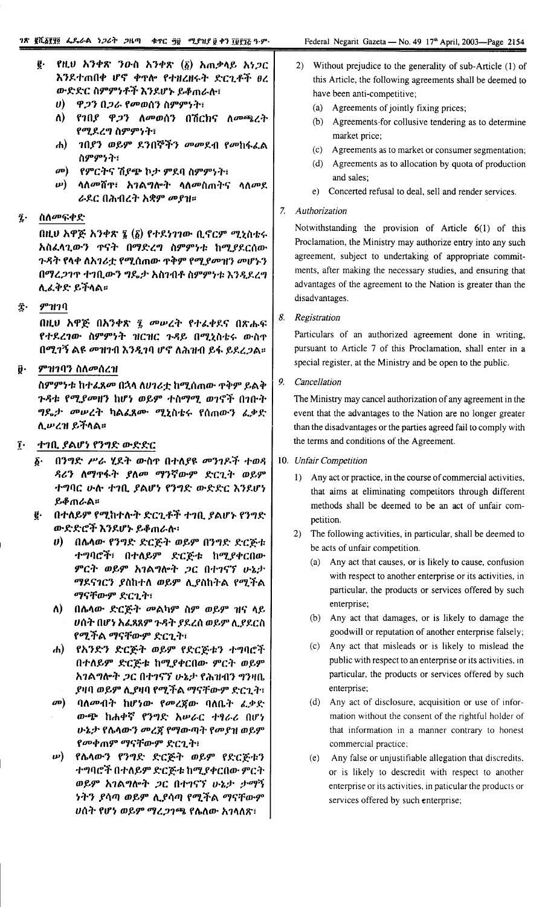፪· የዚህ አንቀጽ ንዑስ አንቀጽ (፩) አጠቃላይ አነጋገር እንደተጠበቀ ሆኖ ቀጥሎ የተዘረዘሩት ድርጊቶች ፀረ ውድድር ስምምነቶች እንደሆኑ ይቆጠራሉ፣

ሀ) ዋጋን በጋራ የመወሰን ስምምነት፣

ለ) የገበያ ዋጋን ለመወሰን በሽርክና ለመጫረት የሚደረግ ስምምነት፣

ሐ) ገበያን ወይም ደንበኞችን መመደብ የመከፋፈል ስምምነት፣

መ) የምርትና ሽያጭ ኮታ ምደባ ስምምነት፣

ሠ) ላለመሸጥ፣ አገልግሎት ላለመስጠትና ላለመደ ራደር በሕብረት አቋም መያዝ።

፯· ስለመፍቀድ

በዚህ አዋጅ አንቀጽ ፮ (፩) የተደነገገው ቢኖርም ሚኒስቴሩ አስፈላጊውን ጥናት በማድረግ ስምምነቱ ከሚያደርሰው ጉዳት የላቀ ለአገሪቷ የሚሰጠው ጥቅም የሚያመዝን መሆኑን በማረጋገጥ ተገቢውን ግዴታ አስገብቶ ስምምነቱ እንዲደረግ ሊፈቅድ ይችላል።

፰· ምዝገባ

በዚህ አዋጅ በአንቀጽ ፯ መሠረት የተፈቀደና በጽሑፍ የተደረገው ስምምነት ዝርዝር ጉዳይ በሚኒስቴሩ ውስጥ በሚገኝ ልዩ መዝገብ እንዲገባ ሆኖ ለሕዝብ ይፋ ይደረጋል።

፱· ምዝገባን ስለመሰረዝ

ስምምነቱ ከተፈጸመ በኋላ ለሀገሪቷ ከሚሰጠው ጥቅም ይልቅ ጉዳቱ የሚያመዝን ከሆነ ወይም ተስማሚ ወገኖች በገቡት ግዴታ መሠረት ካልፈጸሙ ሚኒስቴሩ የሰጠውን ፈቃድ ሊሠረዝ ይችላል።

፲· ተገቢ ያልሆነ የንግድ ውድድር

፩· በንግድ ሥራ ሂደት ውስጥ በተለያዩ መንገዶች ተወዳዳሪን ለማጥፋት ያለመ ማንኛውም ድርጊት ወይም ተግባር ሁሉ ተገቢ ያልሆነ የንግድ ውድድር እንደሆነ ይቆጠራል።

፪· በተለይም የሚከተሉት ድርጊቶች ተገቢ ያልሆኑ የንግድ ውድድሮች እንደሆኑ ይቆጠራሉ፣

ሀ) በሌላው የንግድ ድርጅት ወይም በንግድ ድርጅቱ ተግባሮች፣ በተለይም ድርጅቱ ከሚያቀርበው ምርት ወይም አገልግሎት ጋር በተገናኘ ሁኔታ ማደናገርን ያስከተለ ወይም ሊያስከትል የሚችል ማናቸውም ድርጊት፣

ለ) በሌላው ድርጅት መልካም ስም ወይም ዝና ላይ ሀሰት በሆነ አፈጻጸም ጉዳት ያደረሰ ወይም ሊያደርስ የሚችል ማናቸውም ድርጊት፣

ሐ) የአንድን ድርጅት ወይም የድርጅቱን ተግባሮች በተለይም ድርጅቱ ከሚያቀርበው ምርት ወይም አገልግሎት ጋር በተገናኘ ሁኔታ የሕዝብን ግንዛቤ ያዛባ ወይም ሊያዛባ የሚችል ማናቸውም ድርጊት፣

መ) ባለመብት ከሆነው የመረጃው ባለቤት ፈቃድ ውጭ ከሐቀኛ የንግድ አሠራር ተፃራሪ በሆነ ሁኔታ የሌላውን መረጃ የማውጣት የመያዝ ወይም የመቀጠም ማናቸውም ድርጊት፣

ሠ) የሌላውን የንግድ ድርጅት ወይም የድርጅቱን ተግባሮች በተለይም ድርጅቱ ከሚያቀርበው ምርት ወይም አገልግሎት ጋር በተገናኘ ሁኔታ ታማኝነትን ያሳጣ ወይም ሊያሳጣ የሚችል ማናቸውም ሀሰት የሆነ ወይም ማረጋገጫ የሌለው አገላለጽ፣

2) Without prejudice to the generality of sub-Article (1) of this Article, the following agreements shall be deemed to have been anti-competitive;

(a) Agreements of jointly fixing prices;

(b) Agreements for collusive tendering as to determine market price;

(c) Agreements as to market or consumer segmentation;

(d) Agreements as to allocation by quota of production and sales;

e) Concerted refusal to deal, sell and render services.

7. *Authorization*

Notwithstanding the provision of Article 6(1) of this Proclamation, the Ministry may authorize entry into any such agreement, subject to undertaking of appropriate commitments, after making the necessary studies, and ensuring that advantages of the agreement to the Nation is greater than the disadvantages.

8. *Registration*

Particulars of an authorized agreement done in writing, pursuant to Article 7 of this Proclamation, shall enter in a special register, at the Ministry and be open to the public.

9. *Cancellation*

The Ministry may cancel authorization of any agreement in the event that the advantages to the Nation are no longer greater than the disadvantages or the parties agreed fail to comply with the terms and conditions of the Agreement.

10. *Unfair Competition*

1) Any act or practice, in the course of commercial activities, that aims at eliminating competitors through different methods shall be deemed to be an act of unfair competition.

2) The following activities, in particular, shall be deemed to be acts of unfair competition.

(a) Any act that causes, or is likely to cause, confusion with respect to another enterprise or its activities, in particular, the products or services offered by such enterprise;

(b) Any act that damages, or is likely to damage the goodwill or reputation of another enterprise falsely;

(c) Any act that misleads or is likely to mislead the public with respect to an enterprise or its activities, in particular, the products or services offered by such enterprise;

(d) Any act of disclosure, acquisition or use of information without the consent of the rightful holder of that information in a manner contrary to honest commercial practice;

(e) Any false or unjustifiable allegation that discredits, or is likely to descredit with respect to another enterprise or its activities, in paticular the products or services offered by such enterprise;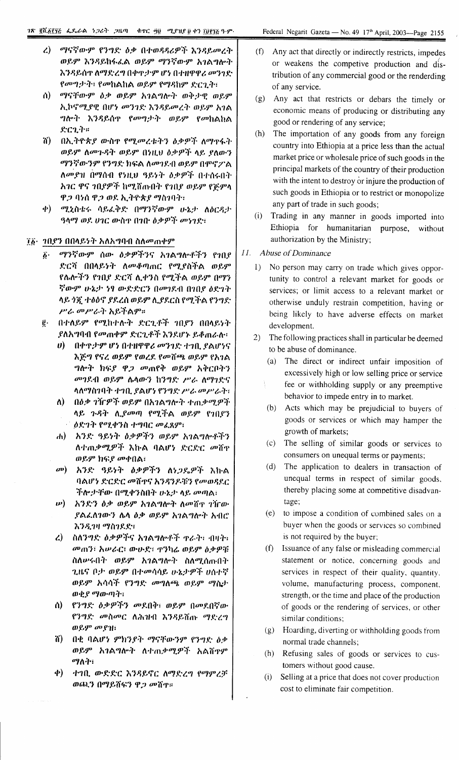ረ) ማናቸውም የንግድ ዕቃ በተወዳዳሪዎች እንዳይመረት ወይም እንዳይከፋፈል ወይም ማናቸውም አገልግሎት እንዳይሰጥ ለማድረግ በቀጥታም ሆነ በተዘዋዋሪ መንገድ የመገታት፣ የመከልከል ወይም የማዳከም ድርጊት፣

ሰ) ማናቸውም ዕቃ ወይም አገልግሎት ወቅታዊ ወይም ኢኮኖሚያዊ በሆነ መንገድ እንዳይመረት ወይም አገልግሎት እንዳይሰጥ የመገታት ወይም የመከልከል ድርጊት፡፡

ሸ) በኢትዮጵያ ውስጥ የሚመረቱትን ዕቃዎች ለማጥፋት ወይም ለመጉዳት ወይም በነዚሁ ዕቃዎች ላይ ያለውን ማናቸውንም የንግድ ክፍል ለመገደብ ወይም በሞኖፖል ለመያዝ በማሰብ የነዚሁ ዓይነት ዕቃዎች በተሰሩበት አገር ዋና ገበያዎች ከሚሸጡበት የገበያ ወይም የጅምላ ዋጋ ባነሰ ዋጋ ወደ ኢትዮጵያ ማስገባት፣

ቀ) ሚኒስቴሩ ሳይፈቅድ በማናቸውም ሁኔታ ለዕርዳታ ዓላማ ወደ ሀገር ውስጥ በገቡ ዕቃዎች መነገድ፣

፲፩· ገበያን በበላይነት አለአግባብ ስለመጠቀም

፩· ማናቸውም ሰው ዕቃዎችንና አገልግሎቶችን የገበያ ድርሻ በበላይነት ለመቆጣጠር የሚያስችል ወይም የሌሎችን የገበያ ድርሻ ሊቀንስ የሚችል ወይም በማን ኛውም ሁኔታ ነፃ ውድድርን በመገደብ በገበያ ዕድገት ላይ ጎጂ ተፅዕኖ ያደረሰ ወይም ሊያደርስ የሚችል የንግድ ሥራ መሥራት አይችልም፡፡

፪· በተለይም የሚከተሉት ድርጊቶች ገበያን በበላይነት ያለአግባብ የመጠቀም ድርጊቶች እንደሆኑ ይቆጠራሉ፡

ሀ) በቀጥታም ሆነ በተዘዋዋሪ መንገድ ተገቢ ያልሆነና እጅግ የናረ ወይም የወረደ የመሸጫ ወይም የአገል ግሎት ክፍያ ዋጋ መጠየቅ ወይም አቅርቦትን መገደብ ወይም ሌላውን ከንግድ ሥራ ለማገድና ላለማስገባት ተገቢ ያልሆነ የንግድ ሥራ መሥራት፣

ለ) በዕቃ ገዥዎች ወይም በአገልግሎት ተጠቃሚዎች ላይ ጉዳት ሊያመጣ የሚችል ወይም የገበያን ዕድገት የሚቀንስ ተግባር መፈጸም፣

ሐ) አንድ ዓይነት ዕቃዎችን ወይም አገልግሎቶችን ለተጠቃሚዎች እኩል ባልሆነ ድርድር መሸጥ ወይም ክፍያ መቀበል፣

መ) አንድ ዓይነት ዕቃዎችን ለነጋዴዎች እኩል ባልሆነ ድርድር መሸጥና አንዳንዶቹን የመወዳደር ችሎታቸው በሚቀንስበት ሁኔታ ላይ መጣል፣

ሠ) አንድን ዕቃ ወይም አገልግሎት ለመሸጥ ገዥው ያልፈለገውን ሌላ ዕቃ ወይም አገልግሎት አብሮ እንዲገዛ ማስገደድ፣

ረ) ስለንግድ ዕቃዎችና አገልግሎቶች ጥራት፣ ብዛት፣ መጠን፣ አሠራር፣ ውሁድ፣ ጥንካሬ ወይም ዕቃዎቹ ስለሠሩበት ወይም አገልግሎት ስለሚሰጡበት ጊዜና ቦታ ወይም በተመሳሳይ ሁኔታዎች ሀሰተኛ ወይም አሳሳች የንግድ መግለጫ ወይም ማስታ ወቂያ ማውጣት፣

ሰ) የንግድ ዕቃዎችን መደበቅ፣ ወይም በመደበኛው የንግድ መስመር ለሕዝብ እንዳይሸጡ ማድረግ ወይም መያዝ፣

ሸ) በቂ ባልሆነ ምክንያት ማናቸውንም የንግድ ዕቃ ወይም አገልግሎት ለተጠቃሚዎች አልሸጥም ማለት፣

ቀ) ተገቢ ውድድር እንዳይኖር ለማድረግ የማምረቻ ወጪን በማይሸፍን ዋጋ መሸጥ፡፡

(f) Any act that directly or indirectly restricts, impedes or weakens the competive production and distribution of any commercial good or the renderding of any service.

(g) Any act that restricts or debars the timely or economic means of producing or distributing any good or rendering of any service;

(h) The importation of any goods from any foreign country into Ethiopia at a price less than the actual market price or wholesale price of such goods in the principal markets of the country of their production with the intent to destroy or injure the production of such goods in Ethiopia or to restrict or monopolize any part of trade in such goods;

(i) Trading in any manner in goods imported into Ethiopia for humanitarian purpose, without authorization by the Ministry;

*11. Abuse of Dominance*

1) No person may carry on trade which gives opportunity to control a relevant market for goods or services; or limit access to a relevant market or otherwise unduly restrain competition, having or being likely to have adverse effects on market development.

2) The following practices shall in particular be deemed to be abuse of dominance.

(a) The direct or indirect unfair imposition of excessively high or low selling price or service fee or withholding supply or any preemptive behavior to impede entry in to market.

(b) Acts which may be prejudicial to buyers of goods or services or which may hamper the growth of markets;

(c) The selling of similar goods or services to consumers on unequal terms or payments;

(d) The application to dealers in transaction of unequal terms in respect of similar goods, thereby placing some at competitive disadvantage;

(e) to impose a condition of combined sales on a buyer when the goods or services so combined is not required by the buyer;

(f) Issuance of any false or misleading commercial statement or notice, concerning goods and services in respect of their quality, quantity, volume, manufacturing process, component, strength, or the time and place of the production of goods or the rendering of services, or other similar conditions;

(g) Hoarding, diverting or withholding goods from normal trade channels;

(h) Refusing sales of goods or services to customers without good cause.

(i) Selling at a price that does not cover production cost to eliminate fair competition.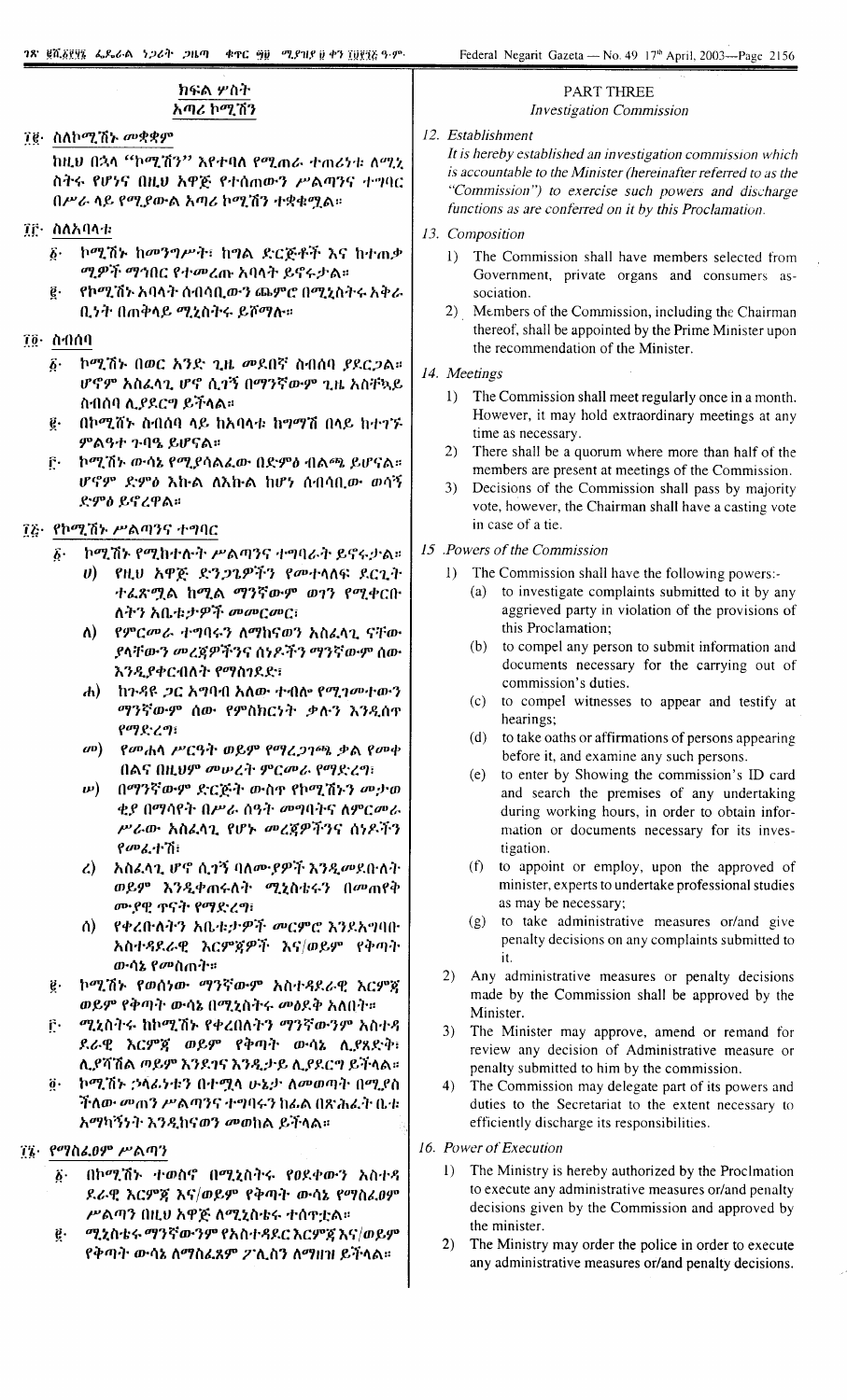## ክፍል ሦስት
### አጣሪ ኮሚሽን

**፲፪· ስለኮሚሽኑ መቋቋም**

ከዚህ በኋላ "ኮሚሽን" እየተባለ የሚጠራ ተጠሪነቱ ለሚኒስትሩ የሆነና በዚህ አዋጅ የተሰጠውን ሥልጣንና ተግባር በሥራ ላይ የሚያውል አጣሪ ኮሚሽን ተቋቁሟል።

**፲፫· ስለአባላቱ**

፩· ኮሚሽኑ ከመንግሥት፣ ከግል ድርጅቶች እና ከተጠቃሚዎች ማኅበር የተመረጡ አባላት ይኖሩታል።

፪· የኮሚሽኑ አባላት ሰብሳቢውን ጨምሮ በሚኒስትሩ አቅራቢነት በጠቅላይ ሚኒስትሩ ይሾማሉ።

**፲፬· ስብሰባ**

፩· ኮሚሽኑ በወር አንድ ጊዜ መደበኛ ስብሰባ ያደርጋል። ሆኖም አስፈላጊ ሆኖ ሲገኝ በማንኛውም ጊዜ አስቸኳይ ስብሰባ ሊያደርግ ይችላል።

፪· በኮሚሽኑ ስብሰባ ላይ ከአባላቱ ከግማሽ በላይ ከተገኙ ምልዓተ ጉባዔ ይሆናል።

፫· ኮሚሽኑ ውሳኔ የሚያሳልፈው በድምፅ ብልጫ ይሆናል። ሆኖም ድምፅ እኩል ለእኩል ከሆነ ሰብሳቢው ወሳኝ ድምፅ ይኖረዋል።

**፲፭· የኮሚሽኑ ሥልጣንና ተግባር**

፩· ኮሚሽኑ የሚከተሉት ሥልጣንና ተግባራት ይኖሩታል፡-

ሀ) የዚህ አዋጅ ድንጋጌዎችን የመተላለፍ ድርጊት ተፈጽሟል ከሚል ማንኛውም ወገን የሚቀርቡለትን አቤቱታዎች መመርመር፣

ለ) የምርመራ ተግባሩን ለማከናወን አስፈላጊ ናቸው ያላቸውን መረጃዎችንና ሰነዶችን ማንኛውም ሰው እንዲያቀርብለት የማስገደድ፣

ሐ) ከጉዳዩ ጋር አግባብ አለው ተብሎ የሚገመተውን ማንኛውም ሰው የምስክርነት ቃሉን እንዲሰጥ የማድረግ፣

መ) የመሐላ ሥርዓት ወይም የማረጋገጫ ቃል የመቀበልና በዚህም መሠረት ምርመራ የማድረግ፣

ሠ) በማንኛውም ድርጅት ውስጥ የኮሚሽኑን መታወቂያ በማሳየት በሥራ ሰዓት መግባትና ለምርመራ ሥራው አስፈላጊ የሆኑ መረጃዎችንና ሰነዶችን የመፈተሽ፣

ረ) አስፈላጊ ሆኖ ሲገኝ ባለሙያዎች እንዲመደቡለት ወይም እንዲቀጠሩለት ሚኒስትሩን በመጠየቅ ሙያዊ ጥናት የማድረግ፣

ሰ) የቀረቡለትን አቤቱታዎች መርምሮ እንደአግባቡ አስተዳደራዊ እርምጃዎች እና/ወይም የቅጣት ውሳኔ የመስጠት።

፪· ኮሚሽኑ የወሰነው ማንኛውም አስተዳደራዊ እርምጃ ወይም የቅጣት ውሳኔ በሚኒስትሩ መፅደቅ አለበት።

፫· ሚኒስትሩ ከኮሚሽኑ የቀረበለትን ማንኛውንም አስተዳደራዊ እርምጃ ወይም የቅጣት ውሳኔ ሊያጸድቅ፣ ሊያሻሽል ወይም እንደገና እንዲታይ ሊያደርግ ይችላል።

፬· ኮሚሽኑ ኃላፊነቱን በተሟላ ሁኔታ ለመወጣት በሚያስችለው መጠን ሥልጣንና ተግባሩን ከፊል በጽሕፈት ቤቱ አማካኝነት እንዲከናወን መወከል ይችላል።

**፲፮· የማስፈፀም ሥልጣን**

፩· በኮሚሽኑ ተወስኖ በሚኒስትሩ የፀደቀውን አስተዳደራዊ እርምጃ እና/ወይም የቅጣት ውሳኔ የማስፈፀም ሥልጣን በዚህ አዋጅ ለሚኒስቴሩ ተሰጥቷል።

፪· ሚኒስቴሩ ማንኛውንም የአስተዳደር እርምጃ እና/ወይም የቅጣት ውሳኔ ለማስፈጸም ፖሊስን ለማዘዝ ይችላል።

## PART THREE
### *Investigation Commission*

*12. Establishment*

*It is hereby established an investigation commission which is accountable to the Minister (hereinafter referred to as the "Commission") to exercise such powers and discharge functions as are conferred on it by this Proclamation.*

*13. Composition*

1) The Commission shall have members selected from Government, private organs and consumers association.

2) Members of the Commission, including the Chairman thereof, shall be appointed by the Prime Minister upon the recommendation of the Minister.

*14. Meetings*

1) The Commission shall meet regularly once in a month. However, it may hold extraordinary meetings at any time as necessary.

2) There shall be a quorum where more than half of the members are present at meetings of the Commission.

3) Decisions of the Commission shall pass by majority vote, however, the Chairman shall have a casting vote in case of a tie.

*15 .Powers of the Commission*

1) The Commission shall have the following powers:-

(a) to investigate complaints submitted to it by any aggrieved party in violation of the provisions of this Proclamation;

(b) to compel any person to submit information and documents necessary for the carrying out of commission's duties.

(c) to compel witnesses to appear and testify at hearings;

(d) to take oaths or affirmations of persons appearing before it, and examine any such persons.

(e) to enter by Showing the commission's ID card and search the premises of any undertaking during working hours, in order to obtain information or documents necessary for its investigation.

(f) to appoint or employ, upon the approved of minister, experts to undertake professional studies as may be necessary;

(g) to take administrative measures or/and give penalty decisions on any complaints submitted to it.

2) Any administrative measures or penalty decisions made by the Commission shall be approved by the Minister.

3) The Minister may approve, amend or remand for review any decision of Administrative measure or penalty submitted to him by the commission.

4) The Commission may delegate part of its powers and duties to the Secretariat to the extent necessary to efficiently discharge its responsibilities.

*16. Power of Execution*

1) The Ministry is hereby authorized by the Proclmation to execute any administrative measures or/and penalty decisions given by the Commission and approved by the minister.

2) The Ministry may order the police in order to execute any administrative measures or/and penalty decisions.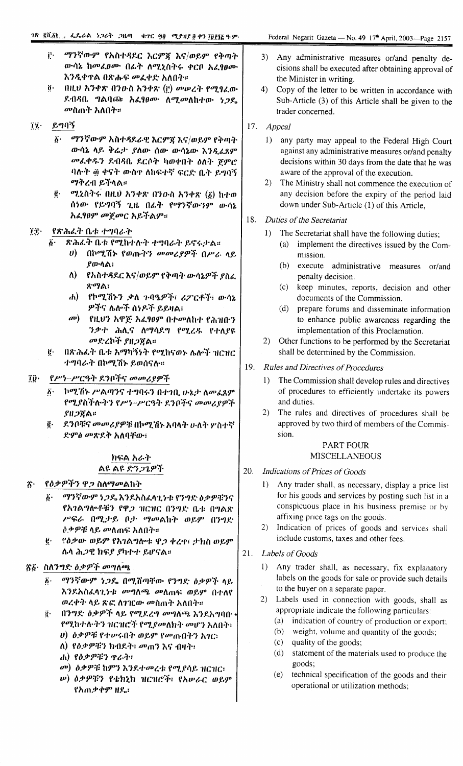፫· ማንኛውም የአስተዳደር እርምጃ እና/ወይም የቅጣት ውሳኔ ከመፈፀሙ በፊት ለሚኒስትሩ ቀርቦ አፈፃፀሙ እንዲቀጥል በጽሑፍ መፈቀድ አለበት።

፬· በዚህ አንቀጽ በንዑስ አንቀጽ (፫) መሠረት የሚፃፈው ደብዳቤ ግልባጩ አፈፃፀሙ ለሚመለከተው ነጋዴ መስጠት አለበት።

፲፯· ይግባኝ

፩· ማንኛውም አስተዳደራዊ እርምጃ እና/ወይም የቅጣት ውሳኔ ላይ ቅሬታ ያለው ሰው ውሳኔው እንዲፈጸም መፈቀዱን ደብዳቤ ደርሶት ካወቀበት ዕለት ጀምሮ ባሉት ፴ ቀናት ውስጥ ለከፍተኛ ፍርድ ቤት ይግባኝ ማቅረብ ይችላል።

፪· ሚኒስትሩ በዚህ አንቀጽ በንዑስ አንቀጽ (፩) ከተወሰነው የይግባኝ ጊዜ በፊት የማንኛውንም ውሳኔ አፈፃፀም መጀመር አይችልም።

፲፰· የጽሕፈት ቤቱ ተግባራት

፩· ጽሕፈት ቤቱ የሚከተሉት ተግባራት ይኖሩታል።

ሀ) በኮሚሽኑ የወጡትን መመሪያዎች በሥራ ላይ ያውላል፣

ለ) የአስተዳደር እና/ወይም የቅጣት ውሳኔዎች ያስፈጽማል፣

ሐ) የኮሚሽኑን ቃለ ጉባዔዎች፣ ሪፖርቶች፣ ውሳኔዎችና ሌሎች ሰነዶች ይይዛል፣

መ) የዚህን አዋጅ አፈፃፀም በተመለከተ የሕዝቡን ንቃተ ሕሊና ለማሳደግ የሚረዱ የተለያዩ መድረኮች ያዘጋጃል።

፪· በጽሕፈት ቤቱ አማካኝነት የሚከናወኑ ሌሎች ዝርዝር ተግባራት በኮሚሽኑ ይወሰናሉ።

፲፱· የሥነ-ሥርዓት ደንቦችና መመሪያዎች

፩· ኮሚሽኑ ሥልጣንና ተግባሩን በተገቢ ሁኔታ ለመፈጸም የሚያስችሉትን የሥነ-ሥርዓት ደንቦችና መመሪያዎች ያዘጋጃል።

፪· ደንቦቹና መመሪያዎቹ በኮሚሽኑ አባላት ሁለት ሦስተኛ ድምፅ መጽደቅ አለባቸው፡

## ክፍል አራት
## ልዩ ልዩ ድንጋጌዎች

፳· የዕቃዎችን ዋጋ ስለማመልከት

፩· ማንኛውም ነጋዴ እንደአስፈላጊነቱ የንግድ ዕቃዎቹንና የአገልግሎቶቹን የዋጋ ዝርዝር በንግድ ቤቱ በግልጽ ሥፍራ በሚታይ ቦታ ማመልከት ወይም በንግድ ዕቃዎቹ ላይ መለጠፍ አለበት።

፪· የዕቃው ወይም የአገልግሎቱ ዋጋ ቀረጥ፣ ታክስ ወይም ሌላ ሕጋዊ ክፍያ ያካተተ ይሆናል።

፳፩· ስለንግድ ዕቃዎች መግለጫ

፩· ማንኛውም ነጋዴ በሚሸጣቸው የንግድ ዕቃዎች ላይ እንደአስፈላጊነቱ መግለጫ መለጠፍ ወይም በተለየ ወረቀት ላይ ጽፎ ለገዢው መስጠት አለበት።

፪· በንግድ ዕቃዎች ላይ የሚደረግ መግለጫ እንደአግባቡ የሚከተሉትን ዝርዝሮች የሚያመለክት መሆን አለበት፣

ሀ) ዕቃዎቹ የተሠሩበት ወይም የመጡበትን አገር፣

ለ) የዕቃዎቹን ክብደት፣ መጠን እና ብዛት፣

ሐ) የዕቃዎቹን ጥራት፣

መ) ዕቃዎቹ ከምን እንደተሠሩ የሚያሳይ ዝርዝር፣

ሠ) ዕቃዎቹን የቴክኒክ ዝርዝሮች፣ የአሠራር ወይም የአጠቃቀም ዘዴ፣

3) Any administrative measures or/and penalty decisions shall be executed after obtaining approval of the Minister in writing.

4) Copy of the letter to be written in accordance with Sub-Article (3) of this Article shall be given to the trader concerned.

17. *Appeal*

1) any party may appeal to the Federal High Court against any administrative measures or/and penalty decisions within 30 days from the date that he was aware of the approval of the execution.

2) The Ministry shall not commence the execution of any decision before the expiry of the period laid down under Sub-Article (1) of this Article,

18. *Duties of the Secretariat*

1) The Secretariat shall have the following duties;

(a) implement the directives issued by the Commission.

(b) execute administrative measures or/and penalty decision.

(c) keep minutes, reports, decision and other documents of the Commission.

(d) prepare forums and disseminate information to enhance public awareness regarding the implementation of this Proclamation.

2) Other functions to be performed by the Secretariat shall be determined by the Commission.

19. *Rules and Directives of Procedures*

1) The Commission shall develop rules and directives of procedures to efficiently undertake its powers and duties.

2) The rules and directives of procedures shall be approved by two third of members of the Commission.

## PART FOUR
## MISCELLANEOUS

20. *Indications of Prices of Goods*

1) Any trader shall, as necessary, display a price list for his goods and services by posting such list in a conspicuous place in his business premise or by affixing price tags on the goods.

2) Indication of prices of goods and services shall include customs, taxes and other fees.

21. *Labels of Goods*

1) Any trader shall, as necessary, fix explanatory labels on the goods for sale or provide such details to the buyer on a separate paper.

2) Labels used in connection with goods, shall as appropriate indicate the following particulars:

(a) indication of country of production or export;

(b) weight, volume and quantity of the goods;

(c) quality of the goods;

(d) statement of the materials used to produce the goods;

(e) technical specification of the goods and their operational or utilization methods;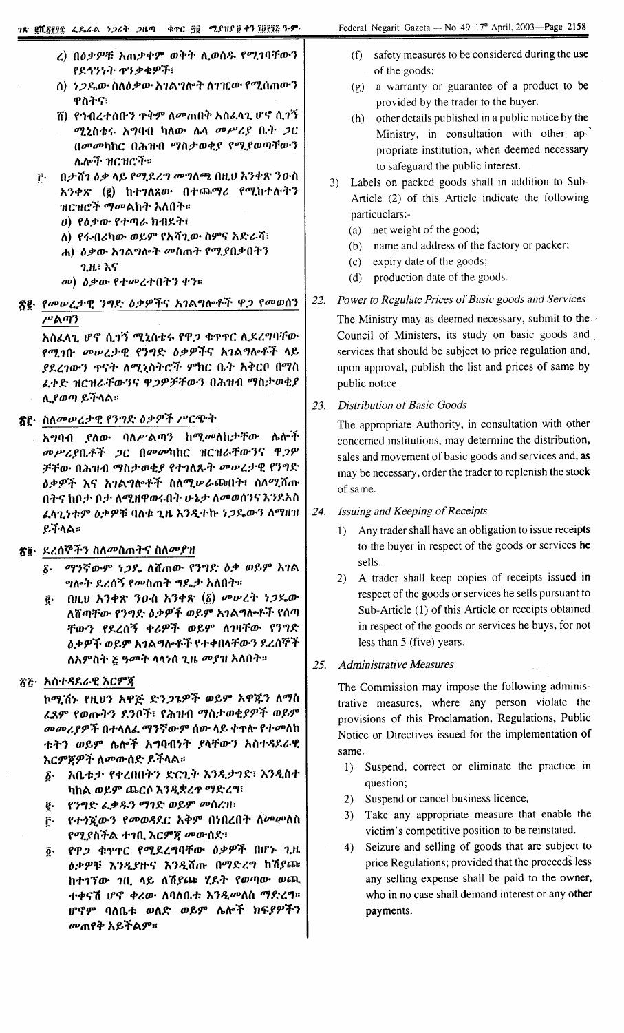ረ) በዕቃዎቹ አጠቃቀም ወቅት ሊወሰዱ የሚገባቸውን የደኅንነት ጥንቃቄዎች፣

ሰ) ነጋዴው ስለዕቃው አገልግሎት ለገዢው የሚሰጠውን ዋስትና፣

ሸ) የኅብረተሰቡን ጥቅም ለመጠበቅ አስፈላጊ ሆኖ ሲገኝ ሚኒስቴሩ አግባብ ካለው ሌላ መሥሪያ ቤት ጋር በመመካከር በሕዝብ ማስታወቂያ የሚያወጣቸውን ሌሎች ዝርዝሮች።

፫· በታሸገ ዕቃ ላይ የሚደረግ መግለጫ በዚህ አንቀጽ ንዑስ አንቀጽ (፪) ከተገለጸው በተጨማሪ የሚከተሉትን ዝርዝሮች ማመልከት አለበት።

ሀ) የዕቃው የተጣራ ክብደት፣

ለ) የፋብሪካው ወይም የአሻጊው ስምና አድራሻ፣

ሐ) ዕቃው አገልግሎት መስጠት የሚያበቃበትን ጊዜ፣ እና

መ) ዕቃው የተመረተበትን ቀን።

## ፳፪· የመሠረታዊ ንግድ ዕቃዎችና አገልግሎቶች ዋጋ የመወሰን ሥልጣን

አስፈላጊ ሆኖ ሲገኝ ሚኒስቴሩ የዋጋ ቁጥጥር ሊደረግባቸው የሚገባ መሠረታዊ የንግድ ዕቃዎችና አገልግሎቶች ላይ ያደረገውን ጥናት ለሚኒስትሮች ምክር ቤት አቅርቦ በማስ ፈቀድ ዝርዝራቸውንና ዋጋዎቻቸውን በሕዝብ ማስታወቂያ ሊያወጣ ይችላል።

## ፳፫· ስለመሠረታዊ የንግድ ዕቃዎች ሥርጭት

አግባብ ያለው ባለሥልጣን ከሚመለከታቸው ሌሎች መሥሪያቤቶች ጋር በመመካከር ዝርዝራቸውንና ዋጋዎ ቻቸው በሕዝብ ማስታወቂያ የተገለጹት መሠረታዊ የንግድ ዕቃዎች እና አገልግሎቶች ስለሚሠራጩበት፣ ስለሚሸጡ በትና ከቦታ ቦታ ስለሚዘዋወሩበት ሁኔታ ለመወሰንና እንደአስ ፈላጊነቱም ዕቃዎቹ ባለቁ ጊዜ እንዲተኩ ነጋዴውን ለማዘዝ ይችላል።

## ፳፬· ደረሰኞችን ስለመስጠትና ስለመያዝ

፩· ማንኛውም ነጋዴ ለሸጠው የንግድ ዕቃ ወይም አገል ግሎት ደረሰኝ የመስጠት ግዴታ አለበት።

፪· በዚህ አንቀጽ ንዑስ አንቀጽ (፩) መሠረት ነጋዴው ለሸጣቸው የንግድ ዕቃዎች ወይም አገልግሎቶች የሰጣ ቸውን የደረሰኝ ቀሪዎች ወይም ለገዛቸው የንግድ ዕቃዎች ወይም አገልግሎቶች የተቀበላቸውን ደረሰኞች ለአምስት ፭ ዓመት ላላነሰ ጊዜ መያዝ አለበት።

## ፳፭· አስተዳደራዊ እርምጃ

ኮሚሽኑ የዚህን አዋጅ ድንጋጌዎች ወይም አዋጁን ለማስ ፈጸም የወጡትን ደንቦች፣ የሕዝብ ማስታወቂያዎች ወይም መመሪያዎች በተላለፈ ማንኛውም ሰው ላይ ቀጥሎ የተመለከ ቱትን ወይም ሌሎች አግባብነት ያላቸውን አስተዳደራዊ እርምጃዎችን ለመውሰድ ይችላል።

፩· አቤቱታ የቀረበበትን ድርጊት እንዲታገድ፣ እንዲስተ ካከል ወይም ጨርሶ እንዲቋረጥ ማድረግ፣

፪· የንግድ ፈቃዱን ማገድ ወይም መሰረዝ፣

፫· የተጎጂውን የመወዳደር አቅም በነበረበት ለመመለስ የሚያስችል ተገቢ እርምጃ መውሰድ፣

፬· የዋጋ ቁጥጥር የሚደረግባቸው ዕቃዎች በሆኑ ጊዜ ዕቃዎቹ እንዲያዙና እንዲሸጡ በማድረግ ከሽያጩ ከተገኘው ገቢ ላይ ለሽያጩ ሂደት የወጣው ወጪ ተቀናሽ ሆኖ ቀሪው ለባለቤቱ እንዲመለስ ማድረግ። ሆኖም ባለቤቱ ወለድ ወይም ሌሎች ክፍያዎችን መጠየቅ አይችልም።

(f) safety measures to be considered during the use of the goods;

(g) a warranty or guarantee of a product to be provided by the trader to the buyer.

(h) other details published in a public notice by the Ministry, in consultation with other appropriate institution, when deemed necessary to safeguard the public interest.

3) Labels on packed goods shall in addition to Sub-Article (2) of this Article indicate the following particulars:-

(a) net weight of the good;

(b) name and address of the factory or packer;

(c) expiry date of the goods;

(d) production date of the goods.

## 22. Power to Regulate Prices of Basic goods and Services

The Ministry may as deemed necessary, submit to the Council of Ministers, its study on basic goods and services that should be subject to price regulation and, upon approval, publish the list and prices of same by public notice.

## 23. Distribution of Basic Goods

The appropriate Authority, in consultation with other concerned institutions, may determine the distribution, sales and movement of basic goods and services and, as may be necessary, order the trader to replenish the stock of same.

## 24. Issuing and Keeping of Receipts

1) Any trader shall have an obligation to issue receipts to the buyer in respect of the goods or services he sells.

2) A trader shall keep copies of receipts issued in respect of the goods or services he sells pursuant to Sub-Article (1) of this Article or receipts obtained in respect of the goods or services he buys, for not less than 5 (five) years.

## 25. Administrative Measures

The Commission may impose the following administrative measures, where any person violate the provisions of this Proclamation, Regulations, Public Notice or Directives issued for the implementation of same.

1) Suspend, correct or eliminate the practice in question;

2) Suspend or cancel business licence,

3) Take any appropriate measure that enable the victim's competitive position to be reinstated.

4) Seizure and selling of goods that are subject to price Regulations; provided that the proceeds less any selling expense shall be paid to the owner, who in no case shall demand interest or any other payments.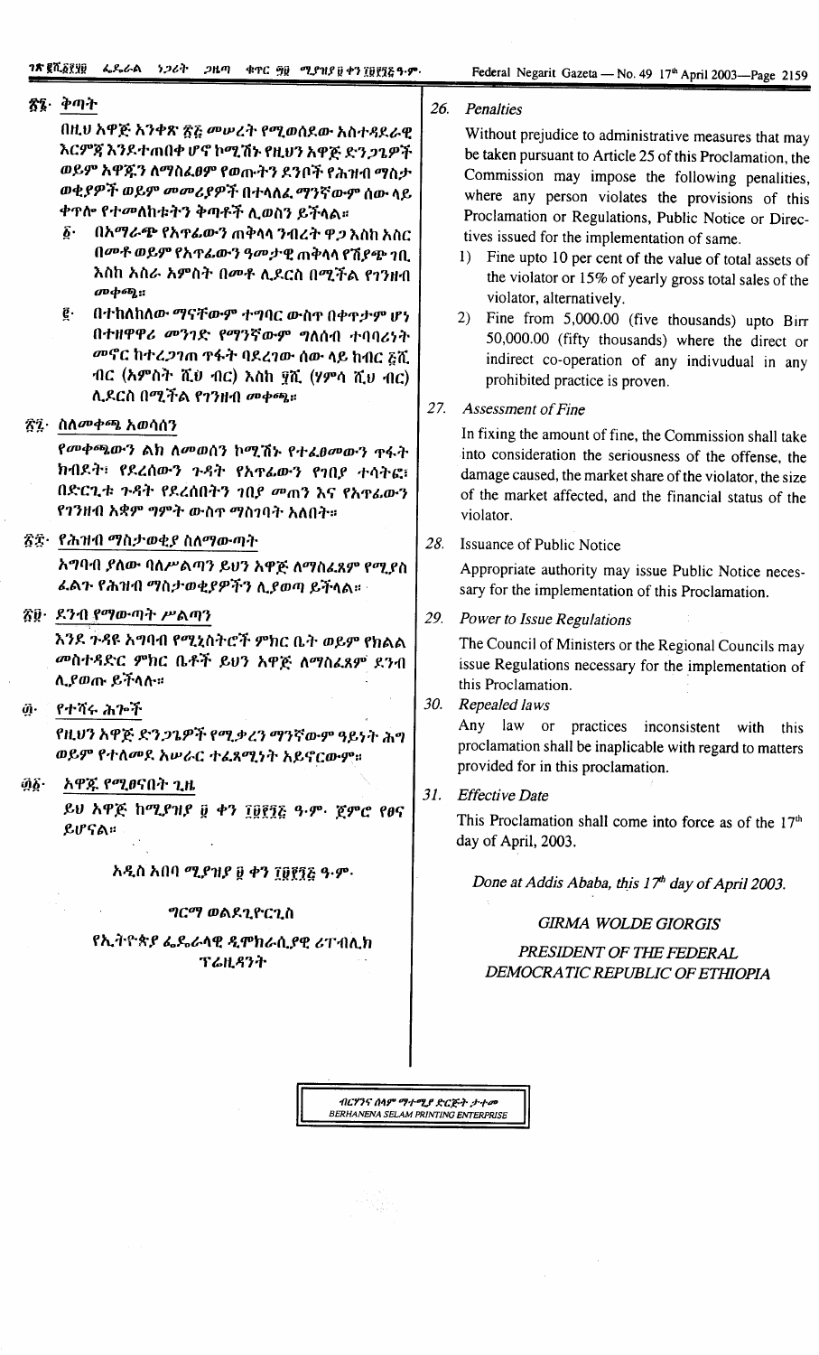## ፳፮· ቅጣት

በዚህ አዋጅ አንቀጽ ፳፭ መሠረት የሚወሰደው አስተዳደራዊ እርምጃ እንደተጠበቀ ሆኖ ኮሚሽኑ የዚህን አዋጅ ድንጋጌዎች ወይም አዋጁን ለማስፈፀም የወጡትን ደንቦች የሕዝብ ማስታወቂያዎች ወይም መመሪያዎች በተላለፈ ማንኛውም ሰው ላይ ቀጥሎ የተመለከቱትን ቅጣቶች ሊወስን ይችላል።

፩· በአማራጭ የአጥፊውን ጠቅላላ ንብረት ዋጋ እስከ አስር በመቶ ወይም የአጥፊውን ዓመታዊ ጠቅላላ የሽያጭ ገቢ እስከ አስራ አምስት በመቶ ሊደርስ በሚችል የገንዘብ መቀጮ።

፪· በተከለከለው ማናቸውም ተግባር ውስጥ በቀጥታም ሆነ በተዘዋዋሪ መንገድ የማንኛውም ግለሰብ ተባባሪነት መኖር ከተረጋገጠ ጥፋት ባደረገው ሰው ላይ ከብር ፭ሺ· ብር (አምስት ሺህ ብር) እስከ ፶ሺ· (ሃምሳ ሺህ ብር) ሊደርስ በሚችል የገንዘብ መቀጮ።

## ፳፯· ስለመቀጫ አወሳሰን

የመቀጫውን ልክ ለመወሰን ኮሚሽኑ የተፈፀመውን ጥፋት ክብደት፣ የደረሰውን ጉዳት የአጥፊውን የገበያ ተሳትፎ፣ በድርጊቱ ጉዳት የደረሰበትን ገበያ መጠን እና የአጥፊውን የገንዘብ አቋም ግምት ውስጥ ማስገባት አለበት።

## ፳፰· የሕዝብ ማስታወቂያ ስለማውጣት

አግባብ ያለው ባለሥልጣን ይህን አዋጅ ለማስፈጸም የሚያስፈልጉ የሕዝብ ማስታወቂያዎችን ሊያወጣ ይችላል።

## ፳፱· ደንብ የማውጣት ሥልጣን

እንደ ጉዳዩ አግባብ የሚኒስትሮች ምክር ቤት ወይም የክልል መስተዳድር ምክር ቤቶች ይህን አዋጅ ለማስፈጸም ደንብ ሊያወጡ ይችላሉ።

## ፴· የተሻሩ ሕጎች

የዚህን አዋጅ ድንጋጌዎች የሚቃረን ማንኛውም ዓይነት ሕግ ወይም የተለመደ አሠራር ተፈጻሚነት አይኖርውም።

## ፴፩· አዋጁ የሚፀናበት ጊዜ

ይህ አዋጅ ከሚያዝያ ፱ ቀን ፲፱፻፺፭ ዓ·ም· ጀምሮ የፀና ይሆናል።

አዲስ አበባ ሚያዝያ ፱ ቀን ፲፱፻፺፭ ዓ·ም·

ግርማ ወልደጊዮርጊስ

የኢትዮጵያ ፌዴራላዊ ዲሞክራሲያዊ ሪፐብሊክ ፕሬዚዳንት

## 26. Penalties

Without prejudice to administrative measures that may be taken pursuant to Article 25 of this Proclamation, the Commission may impose the following penalities, where any person violates the provisions of this Proclamation or Regulations, Public Notice or Directives issued for the implementation of same.

1) Fine upto 10 per cent of the value of total assets of the violator or 15% of yearly gross total sales of the violator, alternatively.
2) Fine from 5,000.00 (five thousands) upto Birr 50,000.00 (fifty thousands) where the direct or indirect co-operation of any indivudual in any prohibited practice is proven.

## 27. Assessment of Fine

In fixing the amount of fine, the Commission shall take into consideration the seriousness of the offense, the damage caused, the market share of the violator, the size of the market affected, and the financial status of the violator.

## 28. Issuance of Public Notice

Appropriate authority may issue Public Notice necessary for the implementation of this Proclamation.

## 29. Power to Issue Regulations

The Council of Ministers or the Regional Councils may issue Regulations necessary for the implementation of this Proclamation.

## 30. Repealed laws

Any law or practices inconsistent with this proclamation shall be inaplicable with regard to matters provided for in this proclamation.

## 31. Effective Date

This Proclamation shall come into force as of the 17th day of April, 2003.

*Done at Addis Ababa, this 17th day of April 2003.*

*GIRMA WOLDE GIORGIS*

*PRESIDENT OF THE FEDERAL DEMOCRATIC REPUBLIC OF ETHIOPIA*

ብርሃንና ሰላም ማተሚያ ድርጅት ታተመ
BERHANENA SELAM PRINTING ENTERPRISE